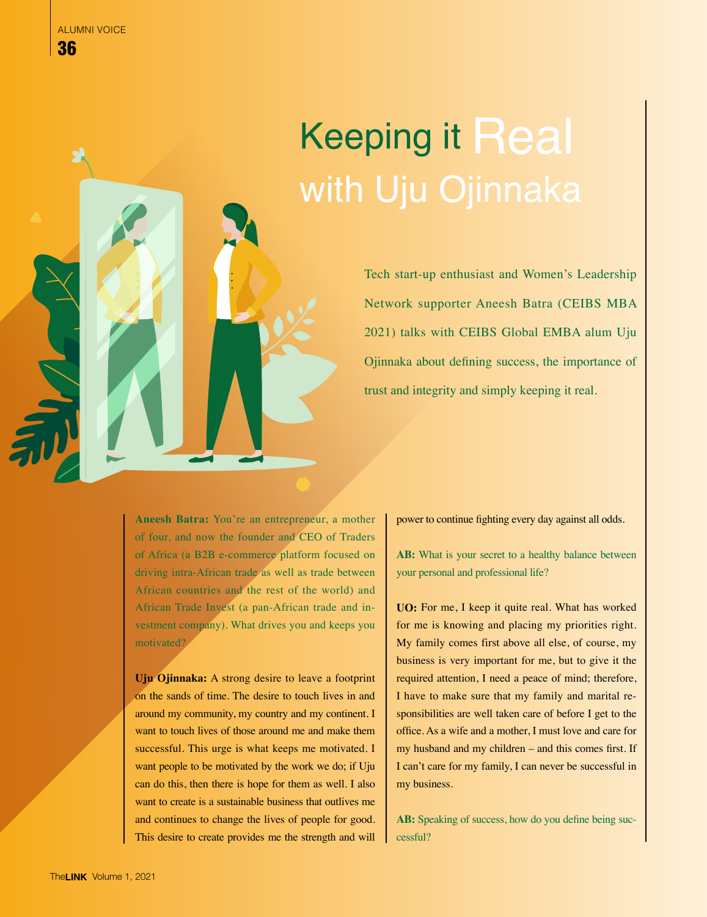# Keeping it Real with Uju Ojinnaka

Tech start-up enthusiast and Women's Leadership Network supporter Aneesh Batra (CEIBS MBA 2021) talks with CEIBS Global EMBA alum Uju Ojinnaka about defining success, the importance of trust and integrity and simply keeping it real.

**Aneesh Batra:** You're an entrepreneur, a mother of four, and now the founder and CEO of Traders of Africa (a B2B e-commerce platform focused on driving intra-African trade as well as trade between African countries and the rest of the world) and African Trade Invest (a pan-African trade and investment company). What drives you and keeps you motivated?

**Uju Ojinnaka:** A strong desire to leave a footprint on the sands of time. The desire to touch lives in and around my community, my country and my continent. I want to touch lives of those around me and make them successful. This urge is what keeps me motivated. I want people to be motivated by the work we do; if Uju can do this, then there is hope for them as well. I also want to create is a sustainable business that outlives me and continues to change the lives of people for good. This desire to create provides me the strength and will power to continue fighting every day against all odds.

**AB:** What is your secret to a healthy balance between your personal and professional life?

**UO:** For me, I keep it quite real. What has worked for me is knowing and placing my priorities right. My family comes first above all else, of course, my business is very important for me, but to give it the required attention, I need a peace of mind; therefore, I have to make sure that my family and marital responsibilities are well taken care of before I get to the office. As a wife and a mother, I must love and care for my husband and my children – and this comes first. If I can't care for my family, I can never be successful in my business.

**AB:** Speaking of success, how do you define being successful?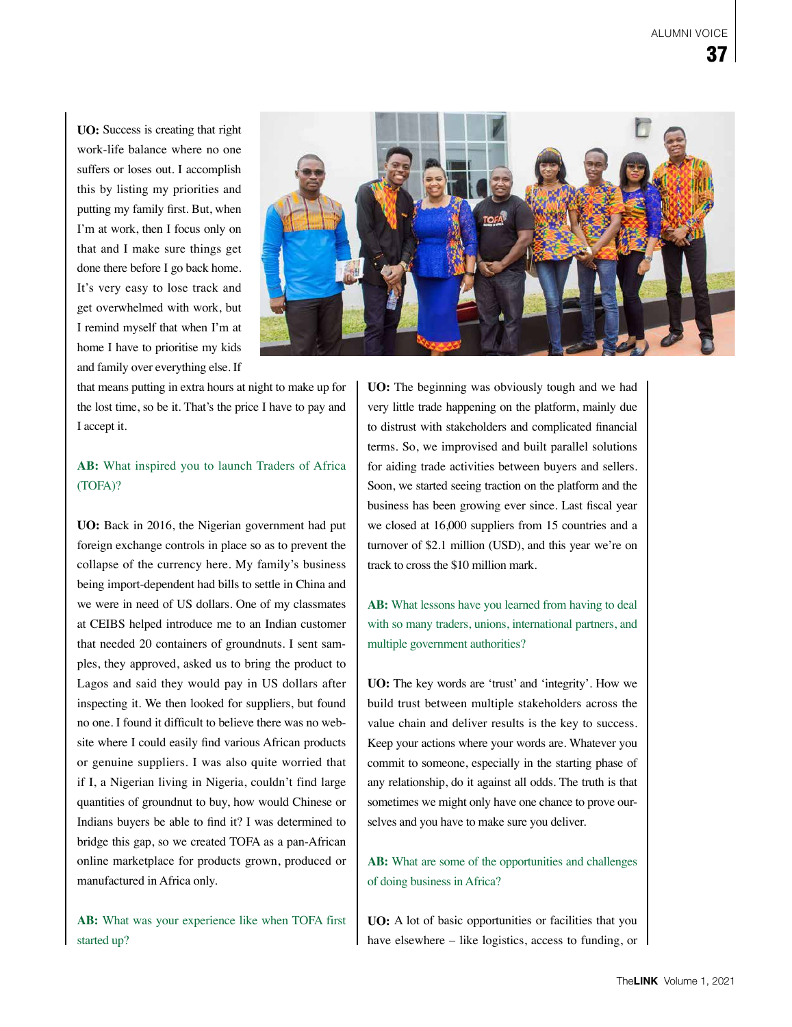**UO:** Success is creating that right work-life balance where no one suffers or loses out. I accomplish this by listing my priorities and putting my family first. But, when I'm at work, then I focus only on that and I make sure things get done there before I go back home. It's very easy to lose track and get overwhelmed with work, but I remind myself that when I'm at home I have to prioritise my kids and family over everything else. If that means putting in extra hours at night to make up for the lost time, so be it. That's the price I have to pay and I accept it.

**AB:** What inspired you to launch Traders of Africa (TOFA)?

**UO:** Back in 2016, the Nigerian government had put foreign exchange controls in place so as to prevent the collapse of the currency here. My family's business being import-dependent had bills to settle in China and we were in need of US dollars. One of my classmates at CEIBS helped introduce me to an Indian customer that needed 20 containers of groundnuts. I sent samples, they approved, asked us to bring the product to Lagos and said they would pay in US dollars after inspecting it. We then looked for suppliers, but found no one. I found it difficult to believe there was no website where I could easily find various African products or genuine suppliers. I was also quite worried that if I, a Nigerian living in Nigeria, couldn't find large quantities of groundnut to buy, how would Chinese or Indians buyers be able to find it? I was determined to bridge this gap, so we created TOFA as a pan-African online marketplace for products grown, produced or manufactured in Africa only.

**AB:** What was your experience like when TOFA first started up?

**UO:** The beginning was obviously tough and we had very little trade happening on the platform, mainly due to distrust with stakeholders and complicated financial terms. So, we improvised and built parallel solutions for aiding trade activities between buyers and sellers. Soon, we started seeing traction on the platform and the business has been growing ever since. Last fiscal year we closed at 16,000 suppliers from 15 countries and a turnover of $2.1 million (USD), and this year we're on track to cross the $10 million mark.

**AB:** What lessons have you learned from having to deal with so many traders, unions, international partners, and multiple government authorities?

**UO:** The key words are 'trust' and 'integrity'. How we build trust between multiple stakeholders across the value chain and deliver results is the key to success. Keep your actions where your words are. Whatever you commit to someone, especially in the starting phase of any relationship, do it against all odds. The truth is that sometimes we might only have one chance to prove ourselves and you have to make sure you deliver.

**AB:** What are some of the opportunities and challenges of doing business in Africa?

**UO:** A lot of basic opportunities or facilities that you have elsewhere – like logistics, access to funding, or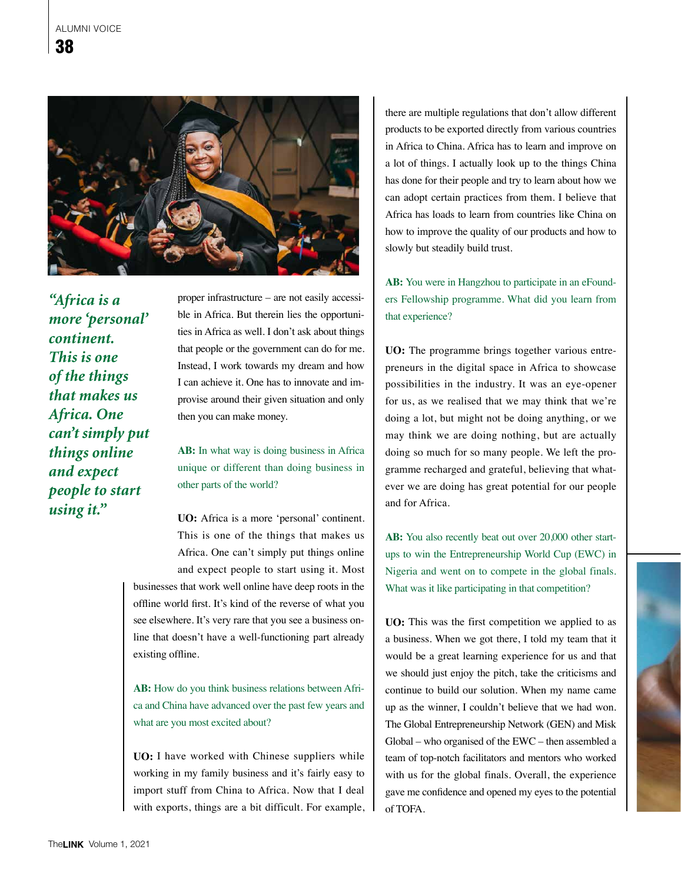*"Africa is a more 'personal' continent. This is one of the things that makes us Africa. One can't simply put things online and expect people to start using it."*

proper infrastructure – are not easily accessible in Africa. But therein lies the opportunities in Africa as well. I don't ask about things that people or the government can do for me. Instead, I work towards my dream and how I can achieve it. One has to innovate and improvise around their given situation and only then you can make money.

**AB:** In what way is doing business in Africa unique or different than doing business in other parts of the world?

**UO:** Africa is a more 'personal' continent. This is one of the things that makes us Africa. One can't simply put things online and expect people to start using it. Most businesses that work well online have deep roots in the offline world first. It's kind of the reverse of what you see elsewhere. It's very rare that you see a business online that doesn't have a well-functioning part already existing offline.

**AB:** How do you think business relations between Africa and China have advanced over the past few years and what are you most excited about?

**UO:** I have worked with Chinese suppliers while working in my family business and it's fairly easy to import stuff from China to Africa. Now that I deal with exports, things are a bit difficult. For example, there are multiple regulations that don't allow different products to be exported directly from various countries in Africa to China. Africa has to learn and improve on a lot of things. I actually look up to the things China has done for their people and try to learn about how we can adopt certain practices from them. I believe that Africa has loads to learn from countries like China on how to improve the quality of our products and how to slowly but steadily build trust.

**AB:** You were in Hangzhou to participate in an eFounders Fellowship programme. What did you learn from that experience?

**UO:** The programme brings together various entrepreneurs in the digital space in Africa to showcase possibilities in the industry. It was an eye-opener for us, as we realised that we may think that we're doing a lot, but might not be doing anything, or we may think we are doing nothing, but are actually doing so much for so many people. We left the programme recharged and grateful, believing that whatever we are doing has great potential for our people and for Africa.

**AB:** You also recently beat out over 20,000 other start-ups to win the Entrepreneurship World Cup (EWC) in Nigeria and went on to compete in the global finals. What was it like participating in that competition?

**UO:** This was the first competition we applied to as a business. When we got there, I told my team that it would be a great learning experience for us and that we should just enjoy the pitch, take the criticisms and continue to build our solution. When my name came up as the winner, I couldn't believe that we had won. The Global Entrepreneurship Network (GEN) and Misk Global – who organised of the EWC – then assembled a team of top-notch facilitators and mentors who worked with us for the global finals. Overall, the experience gave me confidence and opened my eyes to the potential of TOFA.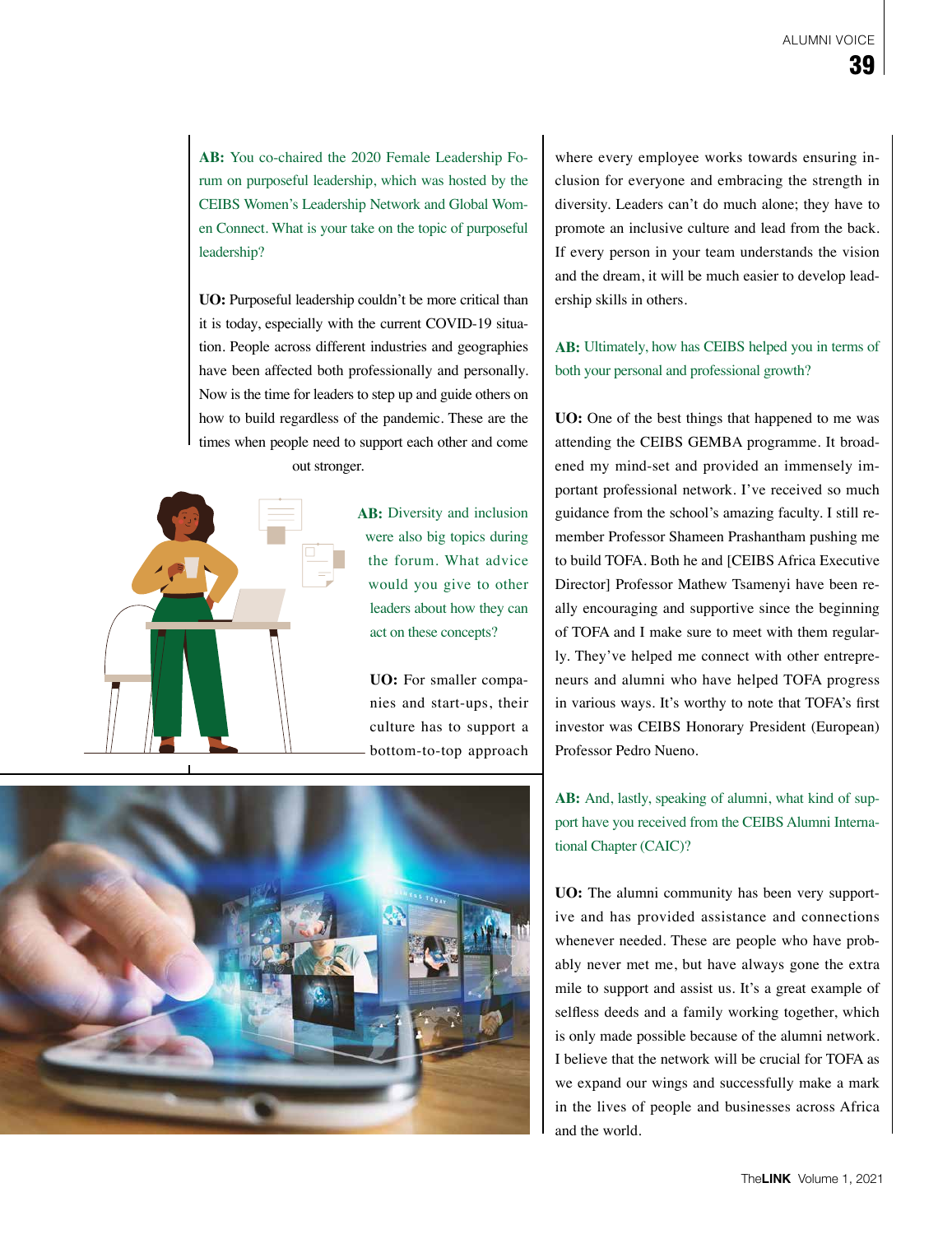**AB:** You co-chaired the 2020 Female Leadership Forum on purposeful leadership, which was hosted by the CEIBS Women's Leadership Network and Global Women Connect. What is your take on the topic of purposeful leadership?

**UO:** Purposeful leadership couldn't be more critical than it is today, especially with the current COVID-19 situation. People across different industries and geographies have been affected both professionally and personally. Now is the time for leaders to step up and guide others on how to build regardless of the pandemic. These are the times when people need to support each other and come out stronger.

**AB:** Diversity and inclusion were also big topics during the forum. What advice would you give to other leaders about how they can act on these concepts?

**UO:** For smaller companies and start-ups, their culture has to support a bottom-to-top approach where every employee works towards ensuring inclusion for everyone and embracing the strength in diversity. Leaders can't do much alone; they have to promote an inclusive culture and lead from the back. If every person in your team understands the vision and the dream, it will be much easier to develop leadership skills in others.

**AB:** Ultimately, how has CEIBS helped you in terms of both your personal and professional growth?

**UO:** One of the best things that happened to me was attending the CEIBS GEMBA programme. It broadened my mind-set and provided an immensely important professional network. I've received so much guidance from the school's amazing faculty. I still remember Professor Shameen Prashantham pushing me to build TOFA. Both he and [CEIBS Africa Executive Director] Professor Mathew Tsamenyi have been really encouraging and supportive since the beginning of TOFA and I make sure to meet with them regularly. They've helped me connect with other entrepreneurs and alumni who have helped TOFA progress in various ways. It's worthy to note that TOFA's first investor was CEIBS Honorary President (European) Professor Pedro Nueno.

**AB:** And, lastly, speaking of alumni, what kind of support have you received from the CEIBS Alumni International Chapter (CAIC)?

**UO:** The alumni community has been very supportive and has provided assistance and connections whenever needed. These are people who have probably never met me, but have always gone the extra mile to support and assist us. It's a great example of selfless deeds and a family working together, which is only made possible because of the alumni network. I believe that the network will be crucial for TOFA as we expand our wings and successfully make a mark in the lives of people and businesses across Africa and the world.